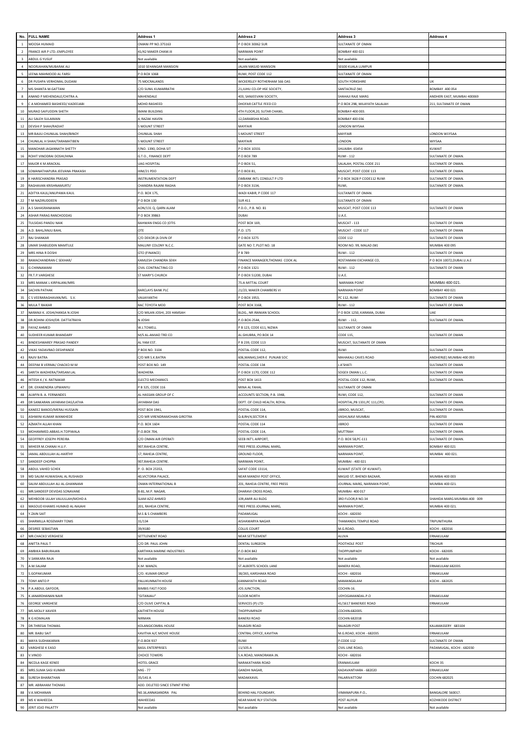| No. | FULL NAME | Address 1 | Address 2 | Address 3 | Address 4 |
|---|---|---|---|---|---|
| 1 | MOOSA HUMAID | OMANI PP NO.375163 | P O BOX 30062 SUR | SULTANATE OF OMAN | |
| 2 | FRANCE AIR P LTD.-EMPLOYEE | 41/42 MAKER CHAM.III | NARIMAN POINT | BOMBAY 400 021 | |
| 3 | ABDUL G YUSUF | Not available | Not available | Not available | |
| 4 | NOORJAHAN/MUBARAK ALI | 1010 SEHANGAR MANSION | JALAN MASJID MANSION | 50100 KUALA LUMPUR | |
| 5 | LEENA MAHMOOD AL FARSI | P O BOX 1068 | RUWI, POST CODE 112 | SULTANATE OF OMAN | |
| 6 | DR PUSHPA VERHOMAL DUDANI | 75 MOCRALANDS | WICKERSLEY ROTHERHAM S66 OAS | SOUTH YORKSHIRE | UK |
| 7 | MS.SHANTA M.GATTANI | C/O SUNIL KUMARRATHI | 21,JUHU CO-OP HSE SOCIETY, | SANTACRUZ (W) | BOMBAY 400 054 |
| 8 | ANAND P MEHENDALE/CHITRA A. | MAHENDALE | 403, SANJEEVANI SOCIETY, | SHAHAJI RAJE MARG | ANDHERI EAST, MUMBAI 400069 |
| 9 | C A MOHAMED BASHEED/ KADEEJABI | MOHD RASHEED | DHOFAR CATTLE FEED CO | P O BOX 298, WILAYATH SALALAH | 211, SULTANATE OF OMAN |
| 10 | MURAD SAIFUDDIN SHETH | IMANI BUILDING | 4TH FLOOR,20, SUTAR CHAWL. | BOMBAY-400 003. | |
| 11 | ALI SALEH SULAIMAN | 4, RAZAK HAVEN | 12,DARABSHA ROAD. | BOMBAY 400 036 | |
| 12 | DEVSHI P SHAH/RADIAT | 5 MOUNT STREET | MAYFAIR | LONDON WIYSAA | |
| 13 | MR BAIJU CHUNILAL SHAH/BINOY | CHUNILAL SHAH | 5 MOUNT STREET | MAYFAIR | LONDON W1Y5AA |
| 14 | CHUNILAL H SHAH/TARAMATIBEN | 5 MOUNT STREET | MAYFAIR | LONDON | WIY5AA |
| 15 | MANOHAR JAGANNATH SHETTY | F/NO. 1390, DOHA SIT | P O BOX 10331 | SHUAIBH- 65454 | KUWAIT |
| 16 | ROHIT VINODRAI DOSHI/HINA | G.T.O., FINANCE DEPT | P O BOX 789 | RUWI - 112 | SULTANATE OF OMAN. |
| 17 | MAJOR K M ARACKAL | UAG HOSPITAL | P O BOX 51, | SALALAH, POSTAL CODE 211 | SULTANATE OF OMAN. |
| 18 | SOMANATHAPURA JEEVANA PRAKASH | HIM/21 PDO | P O BOX 81, | MUSCAT, POST CODE 113 | SULTANATE OF OMAN. |
| 19 | K HARISCHANDRA PRASAD | INSTRUMENTATION DEPT | EWBANK INTL CONSULT P LTD | P O BOX 3628 P CODE112 RUWI | SULTANATE OF OMAN. |
| 20 | RAGHAVAN KRISHNAMURTI/ | CHANDRA RAJANI RAGHA | P O BOX 3134, | RUWI, | SULTANATE OF OMAN. |
| 21 | ADITYA KAUL/ANUPAMA KAUL | P.O. BOX 175, | WADI KABIR, P CODE 117 | SULTANATE OF OMAN. | |
| 22 | T M NAZIRUDDEEN | P O BOX 130 | SUR 411 | SULTANATE OF OMAN | |
| 23 | A.S SAHASRANAMAN | AON/131 Q, QARN ALAM | P.D.O., P.B. NO. 81 | MUSCAT, POST CODE 113 | SULTANATE OF OMAN |
| 24 | ASHAR PARAG RANCHODDAS | P O BOX 39863 | DUBAI | U.A.E. | |
| 25 | TULSIDAS PANDU NAIK | BAHWAN ENGG CO (OTIS | POST BOX 169, | MUSCAT - 113 | SULTANATE OF OMAN |
| 26 | A.D. BAHL/ANJU BAHL | OTE | P.O. 175 | MUSCAT - CODE 117 | SULTANATE OF OMAN |
| 27 | RAJ SHANKAR | C/O DEKOR (A DIVN OF | P O BOX 3275 | CODE 112 | SULTANATE OF OMAN |
| 28 | UMAR SHABUDDIN MAMTULE | MALUNY COLONY N.C.C. | GATE NO 7, PLOT NO. 18 | ROOM NO. 99, MALAD (W) | MUMBAI 400 095 |
| 29 | MRS HINA R DOSHI | GTO (FINANCE) | P B 789 | RUWI - 112 | SULTANATE OF OMAN |
| 30 | RAMACHANDRAN C SEKHAR/ | KAMLESH CHANDRA SEKH | FINANCE MANAGER,THOMAS COOK AL | ROSTAMANI EXCHANGE CO, | P O BOX 10072,DUBAI.U.A.E |
| 31 | G CHINNAMANI | CIVIL CONTRACTING CO | P O BOX 1321 | RUWI - 112 | SULTANATE OF OMAN |
| 32 | FR.T.P.VARGHESE | ST MARY'S CHURCH | P O BOX 51200, DUBAI | U.A.E. | |
| 33 | MRS MANAK L KIRPALANI/MRS | | 75-A MITTAL COURT | NARIMAN POINT | MUMBAI 400 021. |
| 34 | SACHIN PATHAK | BARCLAYS BANK PLC | 21/23, MAKER CHAMBERS VI | NARIMAN POINT | BOMBAY 400 021 |
| 35 | C S VEERARAGHAVAN/MS. S.V. | VAIJAYANTHI | P O BOX 1953, | PC 112, RUWI | SULTANATE OF OMAN |
| 36 | MULA T RAIKAR | BAC TOYOTA MDD | POST BOX 3168, | RUWI - 112 | SULTANATE OF OMAN |
| 37 | NARANJI K. JOSHI/HANSA N JOSHI | C/O MILAN JOSHI, 203 HAMSAH | BLDG., NR IRANIAN SCHOOL | P O BOX 1250, KARAMA, DUBAI | UAE |
| 38 | DR.ROHINI JOSHI/DR. DATTATRAYA | N JOSHI | P.O.BOX-2544, | RUWI - 112, | SULTANATE OF OMAN. |
| 39 | FAYAZ AHMED | W.J.TOWELL | P B 123, CODE 611, NIZWA | SULTANATE OF OMAN | |
| 40 | SUDHEER KUMAR BHANDARY | M/S AL-AMJAD TRD CO | AL GHUBRA, PO BOX 14 | CODE 115, | SULTANATE OF OMAN |
| 41 | BINDESHWAREY PRASAD PANDEY | AL YAMI EST. | P B 239, CODE 113 | MUSCAT, SULTANATE OF OMAN | |
| 42 | VIKAS YADAVRAO DESHPANDE | P BOX NO. 3104 | POSTAL CODE 112, | RUWI | SULTANATE OF OMAN |
| 43 | RAJIV BATRA | C/O MR S.K.BATRA | 606,MANAS,SHER-E PUNJAB SOC | MAHAKALI CAVES ROAD | ANDHERI(E) MUMBAI-400 093 |
| 44 | DEEPAK B VERMA/ CHACKO M M | POST BOX NO. 149 | POSTAL CODE 134 | J.A'SHATI | SULTANATE OF OMAN |
| 45 | SARITA WADHERA/TARSAM LAL | WADHERA | P O BOX 1170, CODE 112 | SOGEX OMAN L.L.C. | SULTANATE OF OMAN |
| 46 | HITESH K / K. RATNAKAR | ELECTO MECHANICS | POST BOX 1413 | POSTAL CODE 112, RUWI, | SULTANATE OF OMAN. |
| 47 | DR. GYANENDRA UPMANYU | P B 325, CODE 116 | MINA AL FAHAL | SULTANATE OF OMAN | |
| 48 | ALWYN B. A. FERNANDES | AL HASSAN GROUP OF C | ACCOUNTS SECTION, P.B. 1948, | RUWI, CODE 112, | SULTANATE OF OMAN |
| 49 | DR SANKARAN JAYARAM DAS/LATHA | JAYARAM DAS | DEPT. OF CHILD HEALTH, ROYAL | HOSPITAL,PB 1331,PC 111,CPO, | SULTANATE OF OMAN. |
| 50 | KANEEZ BANOO/MERAJ HUSSAIN | POST BOX 1941, | POSTAL CODE 114, | JIBROO, MUSCAT, | SULTANATE OF OMAN. |
| 51 | ASHWINI KUMAR WANKHEDE | C/O MR VIRENDRAMOHAN GIROTRA | Q-8,RH/4,SECTOR 6 | VASHI,NAVI MUMBAI | PIN-400703 |
| 52 | AZMATH ALLAH KHAN | P.O. BOX 1604 | POSTAL CODE 114 | JIBROO | SULTANATE OF OMAN |
| 53 | MOHAMMED.ABBAS.H.TOPIWALA | P.O.BOX 704, | POSTAL CODE 114, | MUTTRAH | SULTANATE OF OMAN. |
| 54 | GEOFFREY JOSEPH PEREIRA | C/O OMAN AIR OPERATI | SEEB INT'L AIRPORT, | P.O. BOX 58,PC-111 | SULTANATE OF OMAN. |
| 55 | MIHEER M.CHANAI H.U.F. | 907,RAHEJA CENTRE, | FREE PRESS JOURNAL MARG, | NARIMAN POINT, | BOMBAY 400 021 |
| 56 | JAMAL ABDULLAH AL-HARTHY | 17, RAHEJA CENTRE, | GROUND FLOOR, | NARIMAN POINT, | MUMBAI 400 021. |
| 57 | SANDEEP CHOPRA | 907,RAHEJA CENTRE. | NARIMAN POINT, | MUMBAI - 400 021 | |
| 58 | ABDUL VAHED SCHEK | P. O. BOX 25353, | SAFAT CODE 13114, | KUWAIT (STATE OF KUWAIT). | |
| 59 | MD SALIM HUWAISHAL AL RUSHAIDI | 40,VICTORIA PALACE, | NEAR MANDVI POST OFFICE, | MASJID ST, BHENDI BAZAAR, | MUMBAI 400 003 |
| 60 | SALIM ABDULLAH ALI AL-GHANNAMI | OMAN INTERNATIONAL B | 201, RAHEJA CENTRE, FREE PRESS | JOURNAL MARG, NARIMAN POINT, | MUMBAI 400 021. |
| 61 | MR.SANDEEP DEVIDAS SONAVANE | B-81, M.P. NAGAR, | DHARAVI CROSS ROAD, | MUMBAI- 400 017 | |
| 62 | MEHBOOB ULLAH VALIULLAH/MOHD A | SLAM AZIZ AHMED | 109,AMIR ALI BLDG | 3RD FLOOR,R NO.34 | SHAHIDA MARG.MUMBAI-400 009 |
| 63 | MASOUD KHAMIS HUMAID AL-NAJAHI | 201, RAHEJA CENTRE, | FREE PRESS JOURNAL MARG, | NARIMAN POINT, | MUMBAI 400 021. |
| 64 | Y.ZAIN SAIT | M.S & S CHAMBERS | PADAMUGAL | KOCHI - 682030 | |
| 65 | SHARMILLA ROSEMARY TOMS | 31/134 | AISHAWARYA NAGAR | THAMANDIL TEMPLE ROAD | TRIPUNITHURA |
| 66 | DESIREE SEBASTIAN | 39/4180 | COLLIS COURT | M.G.ROAD, | KOCHI - 682016 |
| 67 | MR.CHACKO VERGHESE | SETTLEMENT ROAD | NEAR SETTLEMENT | ALUVA | ERNAKULAM |
| 68 | ANITTA PAUL T | C/O DR. PAUL JOHN | DENTAL SURGEON | POOTHOLE POST | TRICHUR |
| 69 | AMBIKA BABURAJAN | KARTHIKA MARINE INDUSTRIES | P.O.BOX 842 | THOPPUMPADY | KOCHI - 682005 |
| 70 | V.SANKARA RAJA | Not available | Not available | Not available | Not available |
| 71 | A.M.SALAM | K.M. MANZIL | ST.ALBERTS SCHOOL LANE | BANERJI ROAD, | ERNAKULAM 682035 |
| 72 | S.GOPAKUMAR | C/O. KUMAR GROUP | 38/265, KARSHAKA ROAD | KOCHI - 682016 | ERNAKULAM |
| 73 | TONY ANTO P | PALLIKUNNATH HOUSE | KANNAYATH ROAD | MAMANGALAM | KOCHI - 682025 |
| 74 | P.A.ABDUL GAFOOR, | BIMBIS FAST FOOD | JOS JUNCTION, | COCHIN-16. | |
| 75 | K.JANARDHANAN NAIR | "GITANJALI" | ELOOR NORTH | UDYOGAMANDAL.P.O | ERNAKULAM |
| 76 | GEORGE VARGHESE | C/O OLIVE CAPITAL & | SERVICES (P) LTD | 41/1617 BANERJEE ROAD | ERNAKULAM |
| 77 | MS.MOLLY XAVIER | KAITHETH HOUSE | THOPPUMPADY | COCHIN-682005. | |
| 78 | K G KOMALAN | NIRMAN | BANERJI ROAD | COCHIN 682018 | |
| 79 | DR.THRESIA THOMAS | KOLANGICOMBIL HOUSE | RAJAGIRI ROAD | RAJAGIRI POST | KALAMASSERY 683104 |
| 80 | MR. BABU SAIT | KAVITHA A/C MOVIE HOUSE | CENTRAL OFFICE, KAVITHA | M.G.ROAD, KOCHI - 682035 | ERNAKULAM |
| 81 | MAYA SUDHAKARAN | P.O.BOX 937 | RUWI | P.CODE 112 | SULTANATE OF OMAN |
| 82 | VARGHESE K EASO | BASIL ENTERPRISES | 11/105-A | CIVIL LINE ROAD, | PADAMUGAL, KOCHI - 682030 |
| 83 | V.VINOD | CHOICE TOWERS | S.A.ROAD, MANORAMA JN. | KOCHI - 682016 | |
| 84 | NICOLA KAGE KENEE | HOTEL GRACE | NARAKATHARA ROAD | ERANAKULAM | KOCHI 35 |
| 85 | MRS.SUMA SASI KUMAR | MIG - 77 | GANDHI NAGAR, | KADAVANTHARA - 682020 | ERNAKULAM |
| 86 | SURESH BHARATHAN | 35/141 A | MADAKKAVIL | PALARIVATTOM | COCHIN 682025 |
| 87 | MR. ABRAHAM THOMAS | ADD. DELETED SINCE STMNT RTND | | | |
| 88 | V.K.MOHANAN | NO.16,ANNASANDRA PAL | BEHIND HAL FOUNDARY, | VIMANAPURA P.O., | BANGALORE 560017. |
| 89 | MS K WAHEEDA | WAHEEDAS | NEAR MAHE RLY STATION | POST AIJYUR | KOZHIKODE DISTRICT |
| 90 | JERIT JOJO PALATTY | Not available | Not available | Not available | Not available |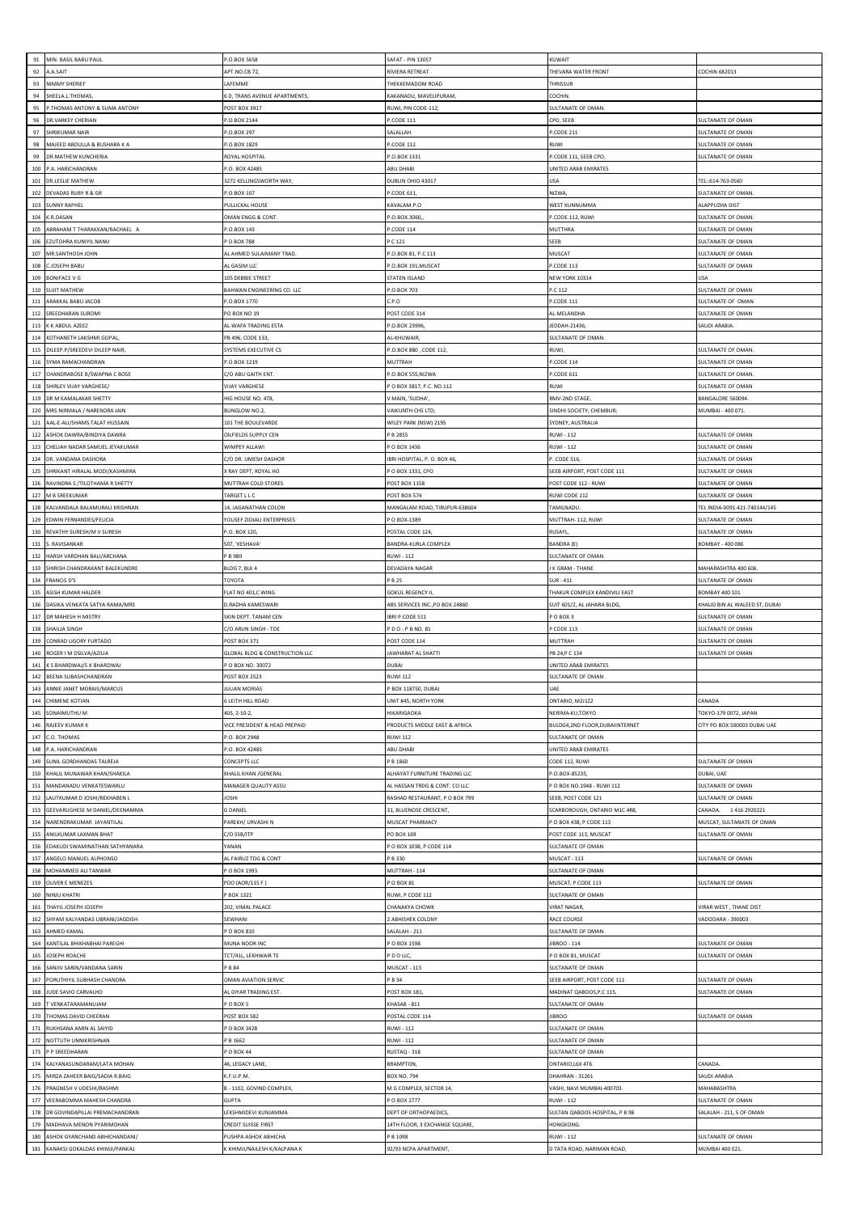| 91 | MIN. BASIL BABU PAUL | P.O.BOX 5658 | SAFAT - PIN 13057 | KUWAIT | |
|---|---|---|---|---|---|
| 92 | A.A.SAIT | APT.NO.CB 72, | RIVIERA RETREAT | THEVARA WATER FRONT | COCHIN 682013 |
| 93 | NIMMY SHERIEF | LAFEMME | THEKKEMADOM ROAD | THRISSUR | |
| 94 | SHEELA.L.THOMAS, | 6 D, TRANS AVENUE APARTMENTS, | KAKANADU, MAVELIPURAM, | COCHIN. | |
| 95 | P.THOMAS ANTONY & SUMA ANTONY | POST BOX 3917 | RUWI, PIN CODE-112, | SULTANATE OF OMAN. | |
| 96 | DR.VARKEY CHERIAN | P.O.BOX 2144 | P.CODE 111 | CPO, SEEB | SULTANATE OF OMAN |
| 97 | SHRIKUMAR NAIR | P.O.BOX 297 | SALALLAH | P.CODE 211 | SULTANATE OF OMAN |
| 98 | MAJEED ABDULLA & BUSHARA K A | P.O.BOX 1829 | P.CODE 112 | RUWI | SULTANATE OF OMAN |
| 99 | DR.MATHEW KUNCHERIA | ROYAL HOSPITAL | P.O.BOX 1331 | P.CODE 111, SEEB CPO, | SULTANATE OF OMAN |
| 100 | P.A. HARICHANDRAN | P.O. BOX 42485 | ABU DHABI | UNITED ARAB EMIRATES | |
| 101 | DR.LESLIE MATHEW | 3272 KELLINGSWORTH WAY, | DUBLIN OHIO 43017 | USA | TEL.:614-763-0560 |
| 102 | DEVADAS RUBY R & GR | P.O.BOX 107 | P.CODE 611, | NIZWA, | SULTANATE OF OMAN. |
| 103 | SUNNY RAPHEL | PULLICKAL HOUSE | KAVALAM.P.O | WEST KUNNUMMA | ALAPPUZHA DIST |
| 104 | K.R.DASAN | OMAN ENGG & CONT. | P.O.BOX.3060,, | P.CODE.112, RUWI | SULTANATE OF OMAN. |
| 105 | ABRAHAM T THARAKKAN/RACHAEL A | P.O.BOX 143 | P.CODE 114 | MUTTHRA | SULTANATE OF OMAN |
| 106 | EZUTOHRA KUNIYIL NANU | P O BOX 788 | P C 121 | SEEB | SULTANATE OF OMAN |
| 107 | MR.SANTHOSH JOHN | AL AHMED SULAIMANY TRAD. | P.O.BOX 81, P.C 113 | MUSCAT | SULTANATE OF OMAN |
| 108 | C.JOSEPH BABU | AL GASIM LLC | P.O.BOX 191,MUSCAT | P.CODE 113 | SULTANATE OF OMAN |
| 109 | BONIFACE V G | 105 DEBBIE STREET | STATEN ISLAND | NEW YORK 10314 | USA |
| 110 | SUJIT MATHEW | BAHWAN ENGINEERING CO. LLC | P.O.BOX 703 | P.C 112 | SULTANATE OF OMAN |
| 111 | ARAKKAL BABU JACOB | P.O.BOX 1770 | C.P.O | P.CODE 111 | SULTANATE OF OMAN |
| 112 | SREEDHARAN SUROMI | PO BOX NO 19 | POST CODE 314 | AL-MELANDHA | SULTANATE OF OMAN |
| 113 | K K ABDUL AZEEZ | AL-WAFA TRADING ESTA | P.O.BOX 23996, | JEDDAH-21436, | SAUDI ARABIA. |
| 114 | KOTHANETH LAKSHMI GOPAL, | PB 496, CODE 133, | AL-KHUWAIR, | SULTANATE OF OMAN. | |
| 115 | DILEEP.P/SREEDEVI DILEEP NAIR, | SYSTEMS EXECUTIVE CS | P.O.BOX 880 , CODE 112, | RUWI, | SULTANATE OF OMAN. |
| 116 | SYMA RAMACHANDRAN | P.O.BOX 1219 | MUTTRAH | P.CODE 114 | SULTANATE OF OMAN |
| 117 | CHANDRABOSE B/SWAPNA C BOSE | C/O ABU GAITH ENT. | P.O.BOX 555,NIZWA | P.CODE 611 | SULTANATE OF OMAN. |
| 118 | SHIRLEY VIJAY VARGHESE/ | VIJAY VARGHESE | P O BOX 3817, P.C. NO.112 | RUWI | SULTANATE OF OMAN |
| 119 | DR M KAMALAKAR SHETTY | HIG HOUSE NO. 478, | V MAIN, 'SUDHA', | RMV-2ND STAGE, | BANGALORE 560094. |
| 120 | MRS NIRMALA / NARENDRA JAIN | BUNGLOW NO.2, | VAIKUNTH CHS LTD; | SINDHI SOCIETY; CHEMBUR; | MUMBAI - 400 071. |
| 121 | AAL-E-ALI/SHAMS TALAT HUSSAIN | 101 THE BOULEVARDE | WILEY PARK (NSW) 2195 | SYDNEY, AUSTRALIA | |
| 122 | ASHOK DAWRA/BINDIYA DAWRA | OILFIELDS SUPPLY CEN | P B 2855 | RUWI - 112 | SULTANATE OF OMAN |
| 123 | CHELIAH NADAR SAMUEL JEYAKUMAR | WIMPEY ALLAWI | P O BOX 1436 | RUWI - 112 | SULTANATE OF OMAN |
| 124 | DR. VANDANA DASHORA | C/O DR. UMESH DASHOR | IBRI HOSPITAL, P. O. BOX 46, | P. CODE 516, | SULTANATE OF OMAN |
| 125 | SHRIKANT HIRALAL MODI/KASHMIRA | X RAY DEPT, ROYAL HO | P O BOX 1331, CPO | SEEB AIRPORT, POST CODE 111 | SULTANATE OF OMAN |
| 126 | RAVINDRA S /TILOTHAMA R SHETTY | MUTTRAH COLD STORES | POST BOX 1158 | POST CODE 112 - RUWI | SULTANATE OF OMAN |
| 127 | M B SREEKUMAR | TARGET L L C | POST BOX 574 | RUWI CODE 112 | SULTANATE OF OMAN |
| 128 | KALVANDALA BALAMURALI KRISHNAN | 14, JAGANATHAN COLON | MANGALAM ROAD, TIRUPUR-638604 | TAMILNADU. | TEL INDIA-0091-421-740144/145 |
| 129 | EDWIN FERNANDES/FELICIA | YOUSEF ZIDJALI ENTERPRISES | P O BOX-1389 | MUTTRAH- 112, RUWI | SULTANATE OF OMAN |
| 130 | REVATHY SURESH/M V SURESH | P.O. BOX 120, | POSTAL CODE 124, | RUSAYL, | SULTANATE OF OMAN |
| 131 | S. RAVISANKAR | 507, 'KESHAVA' | BANDRA-KURLA COMPLEX | BANDRA (E) | BOMBAY - 400 086 |
| 132 | HARSH VARDHAN BALI/ARCHANA | P B 980 | RUWI - 112 | SULTANATE OF OMAN | |
| 133 | SHIRISH CHANDRAKANT BALEKUNDRE | BLDG 7, BLK 4 | DEVADAYA NAGAR | J K GRAM - THANE | MAHARASHTRA 400 606. |
| 134 | FRANCIS D'S | TOYOTA | P B 25 | SUR - 411 | SULTANATE OF OMAN |
| 135 | ASISH KUMAR HALDER | FLAT NO 401,C WING | GOKUL REGENCY II, | THAKUR COMPLEX KANDIVILI EAST | BOMBAY 400 101 |
| 136 | DASIKA VENKATA SATYA RAMA/MRS | D.RADHA KAMESWARI | ABS SERVICES INC.,PO BOX 24860 | SUIT 601/2, AL JAHARA BLDG, | KHALID BIN AL WALEED ST, DUBAI |
| 137 | DR MAHESH H MISTRY | SKIN DEPT. TANAM CEN | IBRI P CODE 511 | P O BOX 3 | SULTANATE OF OMAN |
| 138 | SHAILJA SINGH | C/O ARUN SINGH - TDE | P D O - P B NO. 81 | P CODE 113 | SULTANATE OF OMAN |
| 139 | CONRAD LIGORY FURTADO | POST BOX 371 | POST CODE 114 | MUTTRAH | SULTANATE OF OMAN |
| 140 | ROGER I M DSILVA/AZILIA | GLOBAL BLDG & CONSTRUCTION LLC | JAWHARAT AL SHATTI | PB 24,P C 134 | SULTANATE OF OMAN |
| 141 | K S BHARDWAJ/S K BHARDWAJ | P O BOX NO. 30072 | DUBAI | UNITED ARAB EMIRATES | |
| 142 | BEENA SUBASHCHANDRAN | POST BOX 2523 | RUWI 112 | SULTANATE OF OMAN | |
| 143 | ANNIE JANET MORAIS/MARCUS | JULIAN MORIAS | P BOX 118750, DUBAI | UAE | |
| 144 | CHIMENE KOTIAN | 6 LEITH HILL ROAD | UNIT #45, NORTH YORK | ONTARIO, M2J1Z2 | CANADA |
| 145 | SONAIMUTHU M | 405, 2-10-2, | HIKARIGAOKA | NERIMA-KU,TOKYO | TOKYO-179 0072, JAPAN |
| 146 | RAJEEV KUMAR K | VICE PRESIDENT & HEAD PREPAID | PRODUCTS MIDDLE EAST & AFRICA | BULDG4,2ND FLOOR,DUBAIINTERNET | CITY PO BOX 500003 DUBAI UAE |
| 147 | C.O. THOMAS | P.O. BOX 2948 | RUWI 112 | SULTANATE OF OMAN | |
| 148 | P.A. HARICHANDRAN | P.O. BOX 42485 | ABU DHABI | UNITED ARAB EMIRATES | |
| 149 | SUNIL GORDHANDAS TALREJA | CONCEPTS LLC | P B 1860 | CODE 112, RUWI | SULTANATE OF OMAN |
| 150 | KHALIL MUNAWAR KHAN/SHAKILA | KHALIL KHAN /GENERAL | ALHAYAT FURNITURE TRADING LLC | P.O.BOX-85235, | DUBAI, UAE |
| 151 | MANDANADU VENKATESWARLU | MANAGER QUALITY ASSU | AL HASSAN TRDG & CONT. CO LLC | P O BOX NO.1948 - RUWI 112 | SULTANATE OF OMAN |
| 152 | LALITKUMAR D JOSHI/REKHABEN L | JOSHI | RASHAD RESTAURANT, P O BOX 799 | SEEB, POST CODE 121 | SULTANATE OF OMAN |
| 153 | GEEVARUGHESE M DANIEL/DEENAMMA | G DANIEL | 31, BLUENOSE CRESCENT, | SCARBOROUGH, ONTARIO M1C 4R8, | CANADA. 1 416 2920221 |
| 154 | NARENDRAKUMAR JAYANTILAL | PAREKH/ URVASHI N | MUSCAT PHARMACY | P O BOX 438, P CODE 113 | MUSCAT, SULTANATE OF OMAN |
| 155 | ANILKUMAR LAXMAN BHAT | C/O SSB/ITP | PO BOX 169 | POST CODE 113, MUSCAT | SULTANATE OF OMAN |
| 156 | EDAKUDI SWAMINATHAN SATHYANARA | YANAN | P O BOX 1038, P CODE 114 | SULTANATE OF OMAN | |
| 157 | ANGELO MANUEL ALPHONSO | AL FAIRUZ TDG & CONT | P B 330 | MUSCAT - 113 | SULTANATE OF OMAN |
| 158 | MOHAMMED ALI TANWAR | P O BOX 1993 | MUTTRAH - 114 | SULTANATE OF OMAN | |
| 159 | OLIVER E MENEZES | PDO (AOR/115 F ) | P O BOX 81 | MUSCAT, P CODE 113 | SULTANATE OF OMAN |
| 160 | NINJU KHATRI | P BOX 1321 | RUWI, P CODE 112 | SULTANATE OF OMAN | |
| 161 | THAYIL JOSEPH JOSEPH | 202, VIMAL PALACE | CHANAKYA CHOWK | VIRAT NAGAR, | VIRAR WEST , THANE DIST |
| 162 | SHYAM KALYANDAS UBRANI/JAGDISH | SEWHANI | 2 ABHISHEK COLONY | RACE COURSE | VADODARA - 390003 |
| 163 | AHMED KAMAL | P O BOX 810 | SALALAH - 211 | SULTANATE OF OMAN | |
| 164 | KANTILAL BHIKHABHAI PAREGHI | MUNA NOOR INC | P O BOX 1598 | JIBROO - 114 | SULTANATE OF OMAN |
| 165 | JOSEPH ROACHE | TCT/41L, LEKHWAIR TE | P D O LLC, | P O BOX 81, MUSCAT | SULTANATE OF OMAN |
| 166 | SANJIV SARIN/VANDANA SARIN | P B 84 | MUSCAT - 113 | SULTANATE OF OMAN | |
| 167 | PORUTHIYIL SUBHASH CHANDRA | OMAN AVIATION SERVIC | P B 34 | SEEB AIRPORT, POST CODE 111 | SULTANATE OF OMAN |
| 168 | JUDE SAVIO CARVALHO | AL DIYAR TRADING EST. | POST BOX 181, | MADINAT QABOOS,P.C 115, | SULTANATE OF OMAN |
| 169 | T VENKATARAMANUJAM | P O BOX 5 | KHASAB - 811 | SULTANATE OF OMAN | |
| 170 | THOMAS DAVID CHEERAN | POST BOX 582 | POSTAL CODE 114 | JIBROO | SULTANATE OF OMAN |
| 171 | RUKHSANA AMIN AL SAIYID | P O BOX 3428 | RUWI - 112 | SULTANATE OF OMAN | |
| 172 | NOTTUTH UNNIKRISHNAN | P B 1662 | RUWI - 112 | SULTANATE OF OMAN | |
| 173 | P P SREEDHARAN | P O BOX 44 | RUSTAQ - 318 | SULTANATE OF OMAN | |
| 174 | KALYANASUNDARAM/LATA MOHAN | 46, LEGACY LANE, | BRAMPTON, | ONTARIO,L6X 4T6 | CANADA. |
| 175 | MIRZA ZAHEER BAIG/SADIA R.BAIG | K.F.U.P.M. | BOX NO. 794 | DHAHRAN - 31261 | SAUDI ARABIA |
| 176 | PRAGNESH V UDESHI/RASHMI | B - 1102, GOVIND COMPLEX, | M G COMPLEX, SECTOR 14, | VASHI, NAVI MUMBAI-400703. | MAHARASHTRA |
| 177 | VEERABOMMA MAHESH CHANDRA | GUPTA | P O BOX 2777 | RUWI - 112 | SULTANATE OF OMAN |
| 178 | DR GOVINDPILLAI PREMACHANDRAN | LEKSHMIDEVI KUNJAMMA | DEPT OF ORTHOPAEDICS, | SULTAN QABOOS HOSPITAL, P B 98 | SALALAH - 211, S OF OMAN |
| 179 | MADHAVA MENON PYARIMOHAN | CREDIT SUISSE FIRST | 14TH FLOOR, 3 EXCHANGE SQUARE, | HONGKONG. | |
| 180 | ASHOK GYANCHAND ABHICHANDANI/ | PUSHPA ASHOK ABHICHA | P B 1098 | RUWI - 112 | SULTANATE OF OMAN |
| 181 | KANAKSI GOKALDAS KHIMJI/PANKAJ | K KHIMJI/NAILESH K/KALPANA K | 92/93 NCPA APARTMENT, | D TATA ROAD, NARIMAN ROAD, | MUMBAI 400 021. |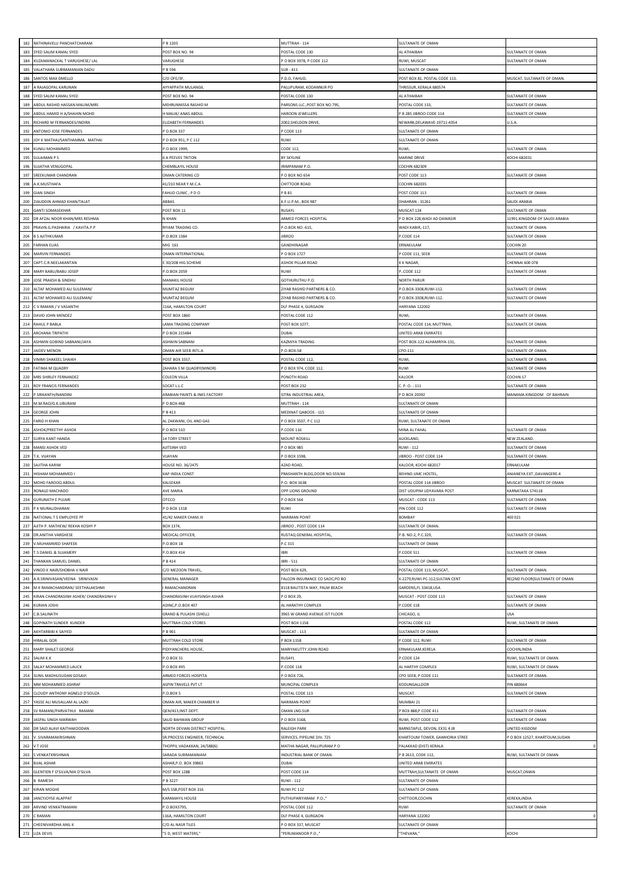| | | | | | |
|---|---|---|---|---|---|
| 182 | RATHINAVELU PANCHATCHARAM | P B 1203 | MUTTRAH - 114 | SULTANATE OF OMAN | |
| 183 | SYED SALIM KAMAL SYED | POST BOX NO. 94 | POSTAL CODE 130 | AL ATHAIBAH | SULTANATE OF OMAN |
| 184 | KUZAMANACKAL T VARUGHESE/ LAL | VARUGHESE | P O BOX 3978, P CODE 112 | RUWI, MUSCAT | SULTANATE OF OMAN |
| 185 | VALATHARA SUBRAMANIAN DADU | P B 594 | SUR - 411 | SULTANATE OF OMAN | |
| 186 | SANTOS MAX DMELLO | C/O OFE/3F, | P.O.O, FAHUD, | POST BOX 81, POSTAL CODE 113, | MUSCAT, SULTANATE OF OMAN. |
| 187 | A RAJAGOPAL KARUNAN | AYYAPPATH MULANGIL | PALLIPURAM, KODANNUR PO | THRISSUR, KERALA 680574 | |
| 188 | SYED SALIM KAMAL SYED | POST BOX NO. 94 | POSTAL CODE 130 | AL ATHAIBAH | SULTANATE OF OMAN |
| 189 | ABDUL RASHID HASSAN MALIM/MRS | MEHRUNNISSA RASHID M | PARSONS LLC.,POST BOX NO.795, | POSTAL CODE 133, | SULTANATE OF OMAN. |
| 190 | ABDUL HAMID H A/SHAHIN MOHD | H MALIK/ ANAS ABDUL | HAROON JEWELLERS | P B 285 JIBROO CODE 114 | SULTANATE OF OMAN |
| 191 | RICHARD M FERNANDES/INDIRA | ELIZABETH FERNANDES | 2002,SHELDON DRIVE, | NEWARK,DELAWAVE-19711-4354 | U.S.A. |
| 192 | ANTONIO JOSE FERNANDES | P O BOX 337 | P CODE 113 | SULTANATE OF OMAN | |
| 193 | JOY K MATHAI/SANTHAMMA MATHAI | P O BOX 951, P C 112 | RUWI | SULTANATE OF OMAN | |
| 194 | KUNJU MOHAMMED | P.O.BOX 1999, | CODE 112, | RUWI, | SULTANATE OF OMAN. |
| 195 | SULAIMAN P S | 6 A PEEVES TRITON | BY SKYLINE | MARINE DRIVE | KOCHI 682031 |
| 196 | SUJATHA VENUGOPAL | CHEMBLAYIL HOUSE | IRIMPANAM P.O. | COCHIN 682309 | |
| 197 | SREEKUMAR CHANDRAN | OMAN CATERING CO | P O BOX NO 654 | POST CODE 113 | SULTANATE OF OMAN |
| 198 | A.K.MUSTHAFA | 41/210 NEAR Y.M.C.A | CHITTOOR ROAD | COCHIN 682035 | |
| 199 | GIAN SINGH | FAHUD CLINIC , P D O | P B 81 | POST CODE 113 | SULTANATE OF OMAN |
| 200 | ZIAUDDIN AHMAD KHAN/TALAT | ABBAS | K.F.U.P.M., BOX 987 | DHAHRAN - 31261 | SAUDI ARABIA |
| 201 | GANTI SOMASEKHAR | POST BOX 11 | RUSAYL | MUSCAT 124 | SULTANATE OF OMAN |
| 202 | DR AFZAL NOOR KHAN/MRS RESHMA | N KHAN | ARMED FORCES HOSPITAL | P O BOX 228,WADI AD DAWASIR | 11991.KINGDOM OF SAUDI ARABIA |
| 203 | PRAVIN.G.PADHARIA / KAVITA.P.P | RIYAM TRADING CO. | P.O.BOX NO.-615, | WADI KABIR,-117, | SULTANATE OF OMAN. |
| 204 | B S AJITHKUMAR | P.O.BOX 1384 | JIBROO | P.CODE 114 | SULTANATE OF OMAN |
| 205 | FARHAN ELIAS | MIG 161 | GANDHINAGAR | ERNAKULAM | COCHIN 20 |
| 206 | MARVIN FERNANDES | OMAN INTERNATIONAL | P O BOX 1727 | P CODE 111, SEEB | SULTANATE OF OMAN |
| 207 | CAPT.C.R.NEELAKANTAN | E 30/208 HIG SCHEME | ASHOK PILLAR ROAD | K K NAGAR, | CHENNAI 600 078 |
| 208 | MARY BABU/BABU JOSEP | P.O.BOX 2059 | RUWI | P..CODE 112 | SULTANATE OF OMAN |
| 209 | JOSE PRAKSH & SINDHU | MANAKIL HOUSE | GOTHURUTHU P.O. | NORTH PARUR | |
| 210 | ALTAF MOHAMED ALI SULEMAN/ | MUMTAZ BEGUM | ZIYAB RASHID PARTNERS & CO. | P.O.BOX-3308,RUWI-112. | SULTANATE OF OMAN |
| 211 | ALTAF MOHAMED ALI SULEMAN/ | MUMTAZ BEGUM | ZIYAB RASHID PARTNERS & CO. | P.O.BOX-3308,RUWI-112. | SULTANATE OF OMAN |
| 212 | C V RAMAN / V VASANTHI | 116A, HAMILTON COURT | DLF PHASE 4, GURGAON | HARYANA 122002 | |
| 213 | DAVID JOHN MENDEZ | POST BOX 1860 | POSTAL CODE 112 | RUWI, | SULTANATE OF OMAN. |
| 214 | RAHUL P BABLA | LAMA TRADING COMPANY | POST BOX 1077, | POSTAL CODE 114, MUTTRAH, | SULTANATE OF OMAN. |
| 215 | ARCHANA TRIPATHI | P O BOX 215484 | DUBAI | UNITED ARAB EMIRATES | |
| 216 | ASHWIN GOBIND SABNANI/JAYA | ASHWIN SABNANI | KAZMIYA TRADING | POST BOX-122 ALHAMRIYA-131, | SULTANATE OF OMAN. |
| 217 | JAIDEV MENON | OMAN AIR SEEB INTL.A | P.O.BOX-58 | CPO-111 | SULTANATE OF OMAN. |
| 218 | VIMMI SHAKEEL SHAIKH | POST BOX 3357, | POSTAL CODE 112, | RUWI, | SULTANATE OF OMAN. |
| 219 | FATIMA M QUADRY | ZAHARA S M QUADRY(MINOR) | P O BOX 974, CODE 112, | RUWI | SULTANATE OF OMAN |
| 220 | MRS SHIRLEY FERNANDEZ | COLEON VILLA | PONOTH ROAD | KALOOR | COCHIN 17 |
| 221 | ROY FRANCIS FERNANDES | SOCAT L.L.C | POST BOX 232 | C. P. O. - 111 | SULTANATE OF OMAN |
| 222 | P.SRIKANTH/NANDINI | ARABIAN PAINTS & INKS FACTORY | SITRA INDUSTRIAL AREA, | P O BOX 20392 | MANAMA.KINGDOM OF BAHRAIN |
| 223 | M.M.RAO/G.K.UBURANI | P O BOX-468 | MUTTRAH - 114 | SULTANATE OF OMAN | |
| 224 | GEORGE JOHN | P B 413 | MEDINAT QABOOS - 115 | SULTANATE OF OMAN | |
| 225 | FARID H KHAN | AL ZAKWANI, OIL AND GAS | P O BOX 3507, P C 112 | RUWI, SULTANATE OF OMAN | |
| 226 | ASHOK/PREETHY ASHOK | P.O.BOX 510 | P.CODE 116 | MINA AL FAHAL | SULTANATE OF OMAN |
| 227 | SURYA KANT HANDA | 14 TORY STREET | MOUNT ROSKILL | AUCKLAND, | NEW ZEALAND. |
| 228 | MANSI ASHOK VED | AJITSINH VED | P O BOX 985 | RUWI - 112 | SULTANATE OF OMAN |
| 229 | T.K. VIJAYAN | VIJAYAN | P O BOX 1598, | JIBROO - POST CODE 114 | SULTANATE OF OMAN. |
| 230 | SAJITHA KARIM | HOUSE NO. 36/2475 | AZAD ROAD, | KALOOR, KOCHI 682017 | ERNAKULAM |
| 231 | HISHAM MOHAMMED I | KAP INDIA CONST | PRASHANTH BLDG,DOOR NO:559/44 | BEHIND JJMC HOSTEL, | ANJANEYA EXT.,DAVANGERE-4 |
| 232 | MOHD FAROOQ ABDUL | KALSEKAR | P.O. BOX 1638 | POSTAL CODE 114 JIBROO | MUSCAT SULTANATE OF OMAN |
| 233 | RONALD MACHADO | AVE MARIA | OPP LIONS GROUND | DIST UDUPIM UDYAVARA POST | KARNATAKA 574118 |
| 234 | GURUNATH E PUJARI | OTCCO | P O BOX 564 | MUSCAT - CODE 113 | SULTANATE OF OMAN |
| 235 | P K MURALIDHARAN | P O BOX 1318 | RUWI | PIN CODE 112 | SULTANATE OF OMAN |
| 236 | NATIONAL T S EMPLOYEE PF | 41/42 MAKER CHAM.III | NARIMAN POINT | BOMBAY | 400 021 |
| 237 | AJITH P. MATHEW/ REKHA KOSHY P | BOX 1374, | JIBROO , POST CODE 114 | SULTANATE OF OMAN. | |
| 238 | DR.ANITHA VARGHESE | MEDICAL OFFICER, | RUSTAQ GENERAL HOSPITAL, | P.B. NO.2, P.C.329, | SULTANATE OF OMAN. |
| 239 | V.MUHAMMED SHAFEEK | P.O.BOX 18 | P.C 315 | SULTANATE OF OMAN | |
| 240 | T.S DANIEL & SUJAMERY | P.O.BOX 414 | IBRI | P.CODE 511 | SULTANATE OF OMAN |
| 241 | THANKAN SAMUEL DANIEL | P B 414 | IBRI - 511 | SULTANATE OF OMAN | |
| 242 | VINOD K NAIR/SHOBHA V NAIR | C/O MEZOON TRAVEL, | POST BOX 629, | POSTAL CODE 113, MUSCAT, | SULTANATE OF OMAN. |
| 243 | A.R.SRINIVASAN/VEENA SRINIVASN | GENERAL MANAGER | FALCON INSURANCE CO SAOC,PO BO | X-2279,RUWI-PC-112,SULTAN CENT | RE(2ND FLOOR)SULTANATE OF OMAN |
| 244 | M K RAMACHANDRAN/ SEETHALAKSHMI | I RAMACHANDRAN | 8118 BAUTISTA WAY, PALM BEACH | GARDENS,FL 33418,USA | |
| 245 | KIRAN CHANDRASINH ASHER/ CHANDRASINH V | CHANDRASINH VIJAYSINGH ASHAR | P O BOX 29, | MUSCAT - POST CODE 113 | SULTANATE OF OMAN |
| 246 | KURIAN JOSHI | ADINC,P.O.BOX 407 | AL HARATHY COMPLEX | P.CODE 118 | SULTANATE OF OMAN |
| 247 | C.B.SALINATH | GRAND & PULASHI (SHELL) | 3965 W GRAND AVENUE IST FLOOR | CHICAGO, IL | USA |
| 248 | GOPINATH SUNDER KUNDER | MUTTRAH COLD STORES | POST BOX 1158 | POSTAL CODE 112 | RUWI, SULTANATE OF OMAN |
| 249 | AKHTARBIBI K SAIYED | P B 901 | MUSCAT - 113 | SULTANATE OF OMAN | |
| 250 | HIRALAL GOR | MUTTRAH COLD STORE | P BOX 1158 | P CODE 112, RUWI | SULTANATE OF OMAN |
| 251 | MARY SHALET GEORGE | PIDIYANCHERIL HOUSE, | MARIYAKUTTY JOHN ROAD | ERNAKULAM,KERELA | COCHIN,INDIA |
| 252 | SALIM K.K | P.O.BOX 51 | RUSAYL | P.CODE 124 | RUWI, SULTANATE OF OMAN. |
| 253 | SALAY MOHAMMED LAUCK | P.O.BOX 495 | P.CODE 118 | AL HARTHY COMPLEX | RUWI, SULTANATE OF OMAN. |
| 254 | SUNIL MADHUSUDAN GOSAVI | ARMED FORCES HOSPITA | P O BOX 726, | CPO SEEB, P CODE 111 | SULTANATE OF OMAN. |
| 255 | MM MOHAMMED ASHRAF | ASPIN TRAVELS PVT LT | MUNCIPAL COMPLEX | KODUNGALLOOR | PIN 680664 |
| 256 | CLOUDY ANTHONY AGNELO D'SOUZA | P.O.BOX 5 | POSTAL CODE 113 | MUSCAT. | SULTANATE OF OMAN |
| 257 | YASSE ALI MUSALLAM AL LAZKI | OMAN AIR, MAKER CHAMBER VI | NARIMAN POINT | MUMBAI 21 | |
| 258 | SV RAMANI/PARVATHUI RAMANI | QEN/413,INST.DEPT. | OMAN LNG-SUR | P BOX 888,P CODE 411 | SULTANATE OF OMAN |
| 259 | JASPAL SINGH MARWAH | SAUD BAHWAN GROUP | P O BOX 3168, | RUWI, POST CODE 112 | SULTANATE OF OMAN |
| 260 | DR SAID ALAVI KAITHAKOODAN | NORTH DEVIAN DISTRICT HOSPITAL | RALEIGH PARK | BARNSTAPLE, DEVON, EX31 4 JB | UNITED KIGDOM |
| 261 | V. SIVARAMAKRISHNAN | SR.PROCESS ENGINEER, TECHNICAL | SERVICES, PIPELINE DIV, 725 | KHARTOUM TOWER, GAMHORIA STREE | P O BOX 12527, KHARTOUM,SUDAN |
| 262 | V T JOSE | THOPPIL VADAKKAN, 24/588(6) | MATHA NAGAR, PALLIPURAM P O | PALAKKAD (DIST) KERALA | 0 |
| 263 | S VENKATKRISHNAN | SARADA SUBRAMANIAM | INDUSTRIAL BANK OF OMAN. | P B 2613, CODE 112, | RUWI, SULTANATE OF OMAN. |
| 264 | BIJAL ASHAR | ASHAR,P.O. BOX 39863 | DUBAI | UNITED ARAB EMIRATES | |
| 265 | GLENTIEN F D'SILVA/MA D'SILVA | POST BOX 1288 | POST CODE 114 | MUTTRAH,SULTANATE OF OMAN | MUSCAT,OMAN |
| 266 | B RAMESH | P B 3227 | RUWI - 112 | SULTANATE OF OMAN | |
| 267 | KIRAN MOGHE | M/S SSB,POST BOX 316 | RUWI PC 112 | SULTANATE OF OMAN. | |
| 268 | JANCYJOYSE ALAPPAT | KARAMAYIL HOUSE | PUTHUPARIYARAM P.O.," | CHITTOOR,COCHIN | KEREKA,INDIA |
| 269 | ARVIND VENKATRAMANI | P.O.BOX3795, | POSTAL CODE 112 | RUWI | SULTANATE OF OMAN |
| 270 | C RAMAN | 116A, HAMILTON COURT | DLF PHASE 4, GURGAON | HARYANA 122002 | 0 |
| 271 | CHEENIVARDHA ANIL K | C/O AL NASR TILES | P O BOX 337, MUSCAT | SULTANATE OF OMAN | |
| 272 | LIZA DEVIS | "5 D, WEST WATERS," | "PERUMANOOR P.O.," | "THEVARA," | KOCHI |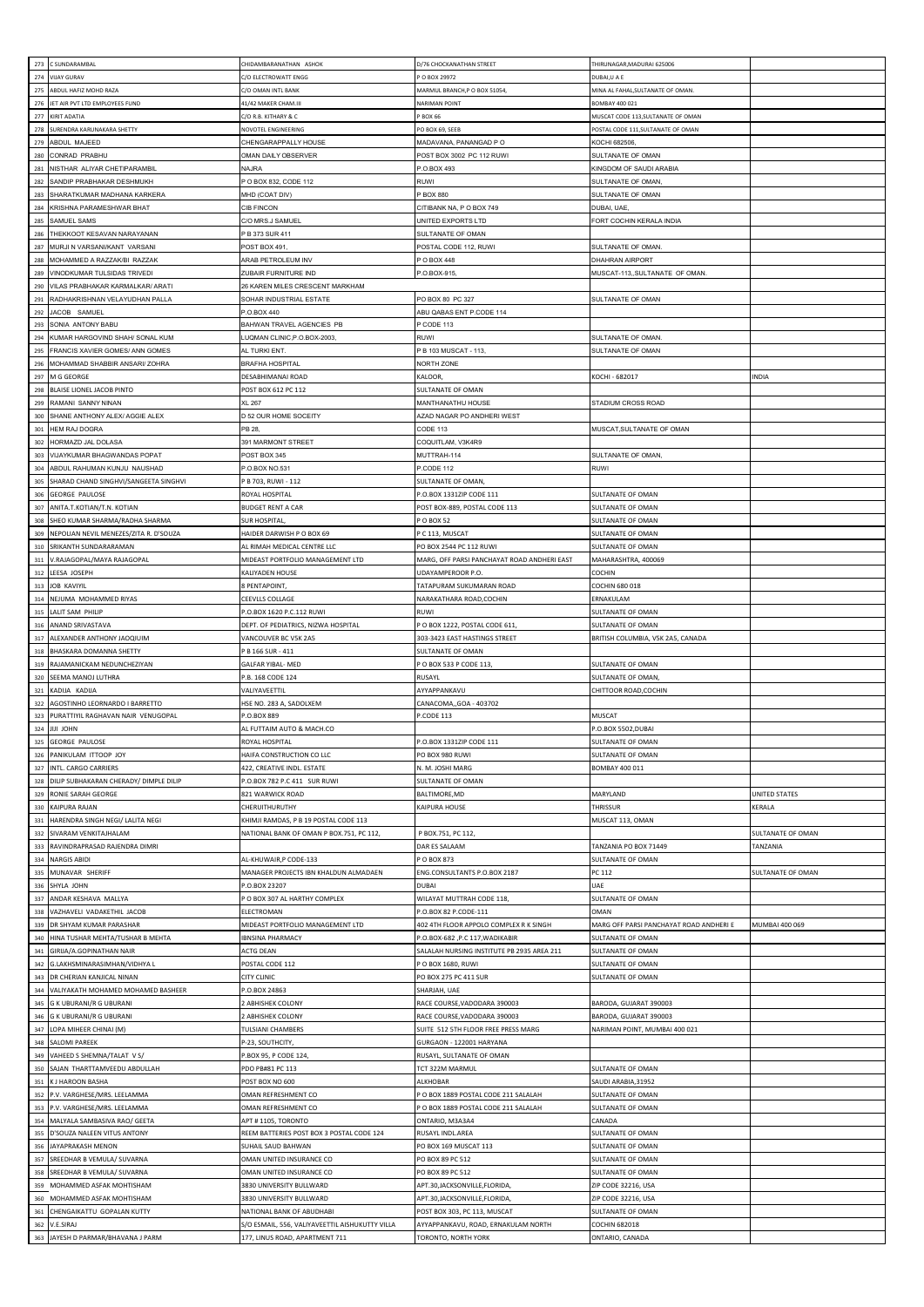| | | | | | |
|---|---|---|---|---|---|
| 273 | C SUNDARAMBAL | CHIDAMBARANATHAN ASHOK | D/76 CHOCKANATHAN STREET | THIRUNAGAR,MADURAI 625006 | |
| 274 | VIJAY GURAV | C/O ELECTROWATT ENGG | P O BOX 29972 | DUBAI,U A E | |
| 275 | ABDUL HAFIZ MOHD RAZA | C/O OMAN INTL BANK | MARMUL BRANCH,P O BOX 51054, | MINA AL FAHAL,SULTANATE OF OMAN. | |
| 276 | JET AIR PVT LTD EMPLOYEES FUND | 41/42 MAKER CHAM.III | NARIMAN POINT | BOMBAY 400 021 | |
| 277 | KIRIT ADATIA | C/O R.B. KITHARY & C | P BOX 66 | MUSCAT CODE 113,SULTANATE OF OMAN | |
| 278 | SURENDRA KARUNAKARA SHETTY | NOVOTEL ENGINEERING | PO BOX 69, SEEB | POSTAL CODE 111,SULTANATE OF OMAN | |
| 279 | ABDUL MAJEED | CHENGARAPPALLY HOUSE | MADAVANA, PANANGAD P O | KOCHI 682506, | |
| 280 | CONRAD PRABHU | OMAN DAILY OBSERVER | POST BOX 3002 PC 112 RUWI | SULTANATE OF OMAN | |
| 281 | NISTHAR ALIYAR CHETIPARAMBIL | NAJRA | P.O.BOX 493 | KINGDOM OF SAUDI ARABIA | |
| 282 | SANDIP PRABHAKAR DESHMUKH | P O BOX 832, CODE 112 | RUWI | SULTANATE OF OMAN, | |
| 283 | SHARATKUMAR MADHANA KARKERA | MHD (COAT DIV) | P BOX 880 | SULTANATE OF OMAN | |
| 284 | KRISHNA PARAMESHWAR BHAT | CIB FINCON | CITIBANK NA, P O BOX 749 | DUBAI, UAE, | |
| 285 | SAMUEL SAMS | C/O MRS.J SAMUEL | UNITED EXPORTS LTD | FORT COCHIN KERALA INDIA | |
| 286 | THEKKOOT KESAVAN NARAYANAN | P B 373 SUR 411 | SULTANATE OF OMAN | | |
| 287 | MURJI N VARSANI/KANT VARSANI | POST BOX 491, | POSTAL CODE 112, RUWI | SULTANATE OF OMAN. | |
| 288 | MOHAMMED A RAZZAK/BI RAZZAK | ARAB PETROLEUM INV | P O BOX 448 | DHAHRAN AIRPORT | |
| 289 | VINODKUMAR TULSIDAS TRIVEDI | ZUBAIR FURNITURE IND | P.O.BOX-915, | MUSCAT-113,,SULTANATE OF OMAN. | |
| 290 | VILAS PRABHAKAR KARMALKAR/ ARATI | 26 KAREN MILES CRESCENT MARKHAM | | | |
| 291 | RADHAKRISHNAN VELAYUDHAN PALLA | SOHAR INDUSTRIAL ESTATE | PO BOX 80 PC 327 | SULTANATE OF OMAN | |
| 292 | JACOB SAMUEL | P.O.BOX 440 | ABU QABAS ENT P.CODE 114 | | |
| 293 | SONIA ANTONY BABU | BAHWAN TRAVEL AGENCIES PB | P CODE 113 | | |
| 294 | KUMAR HARGOVIND SHAH/ SONAL KUM | LUQMAN CLINIC,P.O.BOX-2003, | RUWI | SULTANATE OF OMAN. | |
| 295 | FRANCIS XAVIER GOMES/ ANN GOMES | AL TURKI ENT. | P B 103 MUSCAT - 113. | SULTANATE OF OMAN | |
| 296 | MOHAMMAD SHABBIR ANSARI/ ZOHRA | BRAFHA HOSPITAL | NORTH ZONE | | |
| 297 | M G GEORGE | DESABHIMANAI ROAD | KALOOR, | KOCHI - 682017 | INDIA |
| 298 | BLAISE LIONEL JACOB PINTO | POST BOX 612 PC 112 | SULTANATE OF OMAN | | |
| 299 | RAMANI SANNY NINAN | XL 267 | MANTHANATHU HOUSE | STADIUM CROSS ROAD | |
| 300 | SHANE ANTHONY ALEX/ AGGIE ALEX | D 52 OUR HOME SOCEITY | AZAD NAGAR PO ANDHERI WEST | | |
| 301 | HEM RAJ DOGRA | PB 28, | CODE 113 | MUSCAT,SULTANATE OF OMAN | |
| 302 | HORMAZD JAL DOLASA | 391 MARMONT STREET | COQUITLAM, V3K4R9 | | |
| 303 | VIJAYKUMAR BHAGWANDAS POPAT | POST BOX 345 | MUTTRAH-114 | SULTANATE OF OMAN. | |
| 304 | ABDUL RAHUMAN KUNJU NAUSHAD | P.O.BOX NO.531 | P.CODE 112 | RUWI | |
| 305 | SHARAD CHAND SINGHVI/SANGEETA SINGHVI | P B 703, RUWI - 112 | SULTANATE OF OMAN, | | |
| 306 | GEORGE PAULOSE | ROYAL HOSPITAL | P.O.BOX 1331ZIP CODE 111 | SULTANATE OF OMAN | |
| 307 | ANITA.T.KOTIAN/T.N. KOTIAN | BUDGET RENT A CAR | POST BOX-889, POSTAL CODE 113 | SULTANATE OF OMAN | |
| 308 | SHEO KUMAR SHARMA/RADHA SHARMA | SUR HOSPITAL, | P O BOX 52 | SULTANATE OF OMAN | |
| 309 | NEPOLIAN NEVIL MENEZES/ZITA R. D'SOUZA | HAIDER DARWISH P O BOX 69 | P C 113, MUSCAT | SULTANATE OF OMAN | |
| 310 | SRIKANTH SUNDARARAMAN | AL RIMAH MEDICAL CENTRE LLC | PO BOX 2544 PC 112 RUWI | SULTANATE OF OMAN | |
| 311 | V.RAJAGOPAL/MAYA RAJAGOPAL | MIDEAST PORTFOLIO MANAGEMENT LTD | MARG, OFF PARSI PANCHAYAT ROAD ANDHERI EAST | MAHARASHTRA, 400069 | |
| 312 | LEESA JOSEPH | KALIYADEN HOUSE | UDAYAMPEROOR P.O. | COCHIN | |
| 313 | JOB KAVIYIL | 8 PENTAPOINT, | TATAPURAM SUKUMARAN ROAD | COCHIN 680 018 | |
| 314 | NEJUMA MOHAMMED RIYAS | CEEVLLS COLLAGE | NARAKATHARA ROAD,COCHIN | ERNAKULAM | |
| 315 | LALIT SAM PHILIP | P.O.BOX 1620 P.C.112 RUWI | RUWI | SULTANATE OF OMAN | |
| 316 | ANAND SRIVASTAVA | DEPT. OF PEDIATRICS, NIZWA HOSPITAL | P O BOX 1222, POSTAL CODE 611, | SULTANATE OF OMAN | |
| 317 | ALEXANDER ANTHONY JAOQUIM | VANCOUVER BC V5K 2A5 | 303-3423 EAST HASTINGS STREET | BRITISH COLUMBIA, V5K 2A5, CANADA | |
| 318 | BHASKARA DOMANNA SHETTY | P B 166 SUR - 411 | SULTANATE OF OMAN | | |
| 319 | RAJAMANICKAM NEDUNCHEZIYAN | GALFAR YIBAL- MED | P O BOX 533 P CODE 113, | SULTANATE OF OMAN | |
| 320 | SEEMA MANOJ LUTHRA | P.B. 168 CODE 124 | RUSAYL | SULTANATE OF OMAN, | |
| 321 | KADIJA KADIJA | VALIYAVEETTIL | AYYAPPANKAVU | CHITTOOR ROAD,COCHIN | |
| 322 | AGOSTINHO LEORNARDO I BARRETTO | HSE NO. 283 A, SADOLXEM | CANACOMA,,GOA - 403702 | | |
| 323 | PURATTIYIL RAGHAVAN NAIR VENUGOPAL | P.O.BOX 889 | P.CODE 113 | MUSCAT | |
| 324 | JIJI JOHN | AL FUTTAIM AUTO & MACH.CO | | P.O.BOX 5502,DUBAI | |
| 325 | GEORGE PAULOSE | ROYAL HOSPITAL | P.O.BOX 1331ZIP CODE 111 | SULTANATE OF OMAN | |
| 326 | PANIKULAM ITTOOP JOY | HAIFA CONSTRUCTION CO LLC | PO BOX 980 RUWI | SULTANATE OF OMAN | |
| 327 | INTL. CARGO CARRIERS | 422, CREATIVE INDL. ESTATE | N. M. JOSHI MARG | BOMBAY 400 011 | |
| 328 | DILIP SUBHAKARAN CHERADY/ DIMPLE DILIP | P.O.BOX 782 P.C 411 SUR RUWI | SULTANATE OF OMAN | | |
| 329 | RONIE SARAH GEORGE | 821 WARWICK ROAD | BALTIMORE,MD | MARYLAND | UNITED STATES |
| 330 | KAIPURA RAJAN | CHERUITHURUTHY | KAIPURA HOUSE | THRISSUR | KERALA |
| 331 | HARENDRA SINGH NEGI/ LALITA NEGI | KHIMJI RAMDAS, P B 19 POSTAL CODE 113 | | MUSCAT 113, OMAN | |
| 332 | SIVARAM VENKITAJHALAM | NATIONAL BANK OF OMAN P BOX.751, PC 112, | P BOX.751, PC 112, | | SULTANATE OF OMAN |
| 333 | RAVINDRAPRASAD RAJENDRA DIMRI | | DAR ES SALAAM | TANZANIA PO BOX 71449 | TANZANIA |
| 334 | NARGIS ABIDI | AL-KHUWAIR,P CODE-133 | P O BOX 873 | SULTANATE OF OMAN | |
| 335 | MUNAVAR SHERIFF | MANAGER PROJECTS IBN KHALDUN ALMADAEN | ENG.CONSULTANTS P.O.BOX 2187 | PC 112 | SULTANATE OF OMAN |
| 336 | SHYLA JOHN | P.O.BOX 23207 | DUBAI | UAE | |
| 337 | ANDAR KESHAVA MALLYA | P O BOX 307 AL HARTHY COMPLEX | WILAYAT MUTTRAH CODE 118, | SULTANATE OF OMAN | |
| 338 | VAZHAVELI VADAKETHIL JACOB | ELECTROMAN | P.O.BOX 82 P.CODE-111 | OMAN | |
| 339 | DR SHYAM KUMAR PARASHAR | MIDEAST PORTFOLIO MANAGEMENT LTD | 402 4TH FLOOR APPOLO COMPLEX R K SINGH | MARG OFF PARSI PANCHAYAT ROAD ANDHERI E | MUMBAI 400 069 |
| 340 | HINA TUSHAR MEHTA/TUSHAR B MEHTA | IBNSINA PHARMACY | P.O.BOX-682 ,P.C 117,WADIKABIR | SULTANATE OF OMAN | |
| 341 | GIRIJA/A.GOPINATHAN NAIR | ACTG DEAN | SALALAH NURSING INSTITUTE PB 2935 AREA 211 | SULTANATE OF OMAN | |
| 342 | G.LAKHSMINARASIMHAN/VIDHYA L | POSTAL CODE 112 | P O BOX 1680, RUWI | SULTANATE OF OMAN | |
| 343 | DR CHERIAN KANJICAL NINAN | CITY CLINIC | PO BOX 275 PC 411 SUR | SULTANATE OF OMAN | |
| 344 | VALIYAKATH MOHAMED MOHAMED BASHEER | P.O.BOX 24863 | SHARJAH, UAE | | |
| 345 | G K UBURANI/R G UBURANI | 2 ABHISHEK COLONY | RACE COURSE,VADODARA 390003 | BARODA, GUJARAT 390003 | |
| 346 | G K UBURANI/R G UBURANI | 2 ABHISHEK COLONY | RACE COURSE,VADODARA 390003 | BARODA, GUJARAT 390003 | |
| 347 | LOPA MIHEER CHINAI (M) | TULSIANI CHAMBERS | SUITE 512 5TH FLOOR FREE PRESS MARG | NARIMAN POINT, MUMBAI 400 021 | |
| 348 | SALOMI PAREEK | P-23, SOUTHCITY, | GURGAON - 122001 HARYANA | | |
| 349 | VAHEED S SHEMNA/TALAT V S/ | P.BOX 95, P CODE 124, | RUSAYL, SULTANATE OF OMAN | | |
| 350 | SAJAN THARTTAMVEEDU ABDULLAH | PDO PB#81 PC 113 | TCT 322M MARMUL | SULTANATE OF OMAN | |
| 351 | K J HAROON BASHA | POST BOX NO 600 | ALKHOBAR | SAUDI ARABIA,31952 | |
| 352 | P.V. VARGHESE/MRS. LEELAMMA | OMAN REFRESHMENT CO | P O BOX 1889 POSTAL CODE 211 SALALAH | SULTANATE OF OMAN | |
| 353 | P.V. VARGHESE/MRS. LEELAMMA | OMAN REFRESHMENT CO | P O BOX 1889 POSTAL CODE 211 SALALAH | SULTANATE OF OMAN | |
| 354 | MALYALA SAMBASIVA RAO/ GEETA | APT # 1105, TORONTO | ONTARIO, M3A3A4 | CANADA | |
| 355 | D'SOUZA NALEEN VITUS ANTONY | REEM BATTERIES POST BOX 3 POSTAL CODE 124 | RUSAYL INDL.AREA | SULTANATE OF OMAN | |
| 356 | JAYAPRAKASH MENON | SUHAIL SAUD BAHWAN | PO BOX 169 MUSCAT 113 | SULTANATE OF OMAN | |
| 357 | SREEDHAR B VEMULA/ SUVARNA | OMAN UNITED INSURANCE CO | PO BOX 89 PC 512 | SULTANATE OF OMAN | |
| 358 | SREEDHAR B VEMULA/ SUVARNA | OMAN UNITED INSURANCE CO | PO BOX 89 PC 512 | SULTANATE OF OMAN | |
| 359 | MOHAMMED ASFAK MOHTISHAM | 3830 UNIVERSITY BULLWARD | APT.30,JACKSONVILLE,FLORIDA, | ZIP CODE 32216, USA | |
| 360 | MOHAMMED ASFAK MOHTISHAM | 3830 UNIVERSITY BULLWARD | APT.30,JACKSONVILLE,FLORIDA, | ZIP CODE 32216, USA | |
| 361 | CHENGAIKATTU GOPALAN KUTTY | NATIONAL BANK OF ABUDHABI | POST BOX 303, PC 113, MUSCAT | SULTANATE OF OMAN | |
| 362 | V.E.SIRAJ | S/O ESMAIL, 556, VALIYAVEETTIL AISHUKUTTY VILLA | AYYAPPANKAVU, ROAD, ERNAKULAM NORTH | COCHIN 682018 | |
| 363 | JAYESH D PARMAR/BHAVANA J PARM | 177, LINUS ROAD, APARTMENT 711 | TORONTO, NORTH YORK | ONTARIO, CANADA | |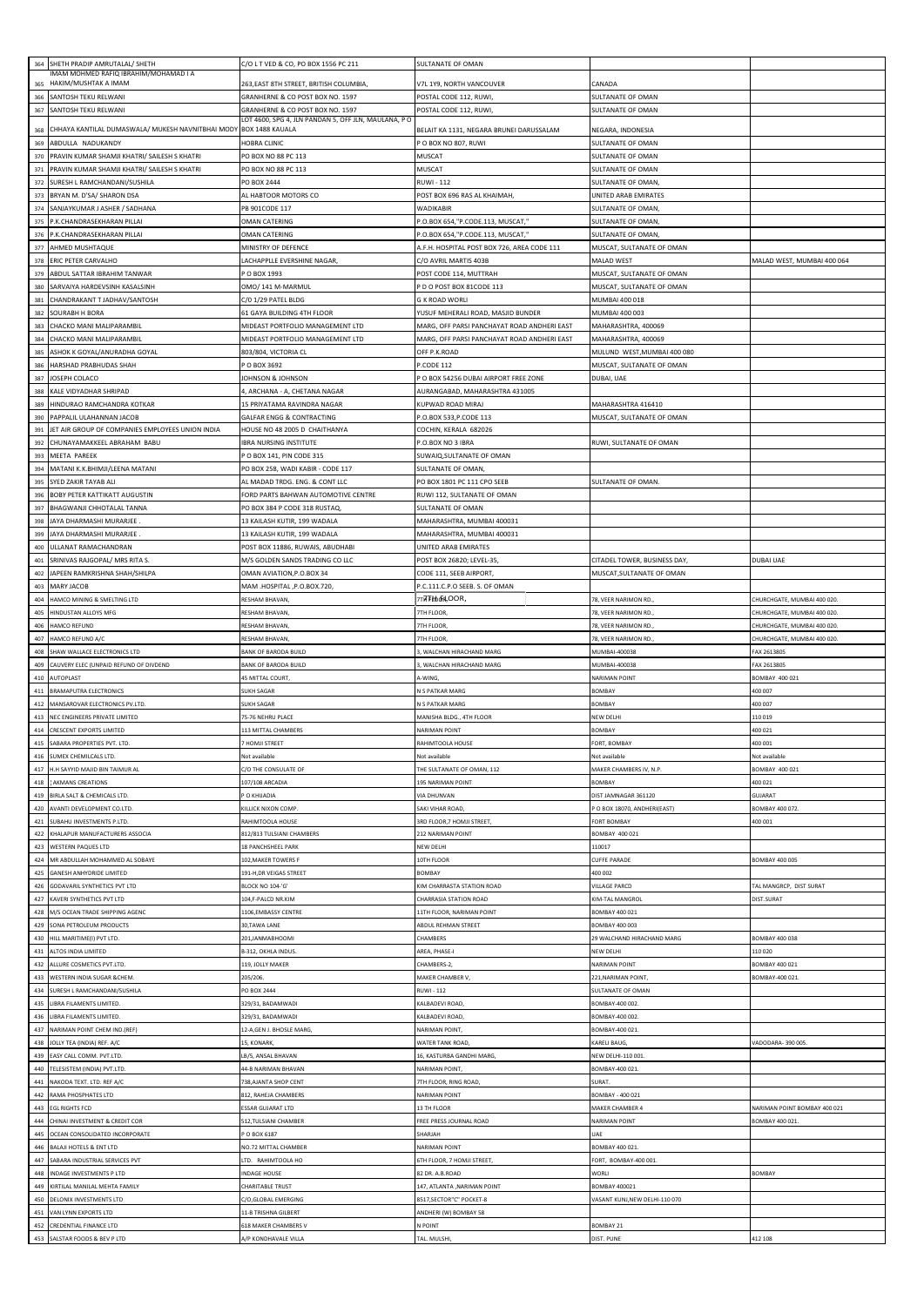| | | | | | |
|---|---|---|---|---|---|
| 364 | SHETH PRADIP AMRUTALAL/ SHETH | C/O L T VED & CO, PO BOX 1556 PC 211 | SULTANATE OF OMAN | | |
| 365 | IMAM MOHMED RAFIQ IBRAHIM/MOHAMAD I A HAKIM/MUSHTAK A IMAM | 263,EAST 8TH STREET, BRITISH COLUMBIA, | V7L 1Y9, NORTH VANCOUVER | CANADA | |
| 366 | SANTOSH TEKU RELWANI | GRANHERNE & CO POST BOX NO. 1597 | POSTAL CODE 112, RUWI, | SULTANATE OF OMAN | |
| 367 | SANTOSH TEKU RELWANI | GRANHERNE & CO POST BOX NO. 1597 | POSTAL CODE 112, RUWI, | SULTANATE OF OMAN | |
| 368 | CHHAYA KANTILAL DUMASWALA/ MUKESH NAVNITBHAI MODY | LOT 4600, SPG 4, JLN PANDAN 5, OFF JLN, MAULANA, P O BOX 1488 KAUALA | BELAIT KA 1131, NEGARA BRUNEI DARUSSALAM | NEGARA, INDONESIA | |
| 369 | ABDULLA NADUKANDY | HOBRA CLINIC | P O BOX NO 807, RUWI | SULTANATE OF OMAN | |
| 370 | PRAVIN KUMAR SHAMJI KHATRI/ SAILESH S KHATRI | PO BOX NO 88 PC 113 | MUSCAT | SULTANATE OF OMAN | |
| 371 | PRAVIN KUMAR SHAMJI KHATRI/ SAILESH S KHATRI | PO BOX NO 88 PC 113 | MUSCAT | SULTANATE OF OMAN | |
| 372 | SURESH L RAMCHANDANI/SUSHILA | PO BOX 2444 | RUWI - 112 | SULTANATE OF OMAN, | |
| 373 | BRYAN M. D'SA/ SHARON DSA | AL HABTOOR MOTORS CO | POST BOX 696 RAS AL KHAIMAH, | UNITED ARAB EMIRATES | |
| 374 | SANJAYKUMAR J ASHER / SADHANA | PB 901CODE 117 | WADIKABIR | SULTANATE OF OMAN, | |
| 375 | P.K.CHANDRASEKHARAN PILLAI | OMAN CATERING | P.O.BOX 654,"P.CODE.113, MUSCAT," | SULTANATE OF OMAN, | |
| 376 | P.K.CHANDRASEKHARAN PILLAI | OMAN CATERING | P.O.BOX 654,"P.CODE.113, MUSCAT," | SULTANATE OF OMAN, | |
| 377 | AHMED MUSHTAQUE | MINISTRY OF DEFENCE | A.F.H. HOSPITAL POST BOX 726, AREA CODE 111 | MUSCAT, SULTANATE OF OMAN | |
| 378 | ERIC PETER CARVALHO | LACHAPPLLE EVERSHINE NAGAR, | C/O AVRIL MARTIS 403B | MALAD WEST | MALAD WEST, MUMBAI 400 064 |
| 379 | ABDUL SATTAR IBRAHIM TANWAR | P O BOX 1993 | POST CODE 114, MUTTRAH | MUSCAT, SULTANATE OF OMAN | |
| 380 | SARVAIYA HARDEVSINH KASALSINH | OMO/ 141 M-MARMUL | P D O POST BOX 81CODE 113 | MUSCAT, SULTANATE OF OMAN | |
| 381 | CHANDRAKANT T JADHAV/SANTOSH | C/0 1/29 PATEL BLDG | G K ROAD WORLI | MUMBAI 400 018 | |
| 382 | SOURABH H BORA | 61 GAYA BUILDING 4TH FLOOR | YUSUF MEHERALI ROAD, MASJID BUNDER | MUMBAI 400 003 | |
| 383 | CHACKO MANI MALIPARAMBIL | MIDEAST PORTFOLIO MANAGEMENT LTD | MARG, OFF PARSI PANCHAYAT ROAD ANDHERI EAST | MAHARASHTRA, 400069 | |
| 384 | CHACKO MANI MALIPARAMBIL | MIDEAST PORTFOLIO MANAGEMENT LTD | MARG, OFF PARSI PANCHAYAT ROAD ANDHERI EAST | MAHARASHTRA, 400069 | |
| 385 | ASHOK K GOYAL/ANURADHA GOYAL | 803/804, VICTORIA CL | OFF P.K.ROAD | MULUND WEST,MUMBAI 400 080 | |
| 386 | HARSHAD PRABHUDAS SHAH | P O BOX 3692 | P.CODE 112 | MUSCAT, SULTANATE OF OMAN | |
| 387 | JOSEPH COLACO | JOHNSON & JOHNSON | P O BOX 54256 DUBAI AIRPORT FREE ZONE | DUBAI, UAE | |
| 388 | KALE VIDYADHAR SHRIPAD | 4, ARCHANA - A, CHETANA NAGAR | AURANGABAD, MAHARASHTRA 431005 | | |
| 389 | HINDURAO RAMCHANDRA KOTKAR | 15 PRIYATAMA RAVINDRA NAGAR | KUPWAD ROAD MIRAJ | MAHARASHTRA 416410 | |
| 390 | PAPPALIL ULAHANNAN JACOB | GALFAR ENGG & CONTRACTING | P.O.BOX 533,P.CODE 113 | MUSCAT, SULTANATE OF OMAN | |
| 391 | JET AIR GROUP OF COMPANIES EMPLOYEES UNION INDIA | HOUSE NO 48 2005 D CHAITHANYA | COCHIN, KERALA 682026 | | |
| 392 | CHUNAYAMAKKEEL ABRAHAM BABU | IBRA NURSING INSTITUTE | P.O.BOX NO 3 IBRA | RUWI, SULTANATE OF OMAN | |
| 393 | MEETA PAREEK | P O BOX 141, PIN CODE 315 | SUWAIQ,SULTANATE OF OMAN | | |
| 394 | MATANI K.K.BHIMJI/LEENA MATANI | PO BOX 258, WADI KABIR - CODE 117 | SULTANATE OF OMAN, | | |
| 395 | SYED ZAKIR TAYAB ALI | AL MADAD TRDG. ENG. & CONT LLC | PO BOX 1801 PC 111 CPO SEEB | SULTANATE OF OMAN. | |
| 396 | BOBY PETER KATTIKATT AUGUSTIN | FORD PARTS BAHWAN AUTOMOTIVE CENTRE | RUWI 112, SULTANATE OF OMAN | | |
| 397 | BHAGWANJI CHHOTALAL TANNA | PO BOX 384 P CODE 318 RUSTAQ, | SULTANATE OF OMAN | | |
| 398 | JAYA DHARMASHI MURARJEE . | 13 KAILASH KUTIR, 199 WADALA | MAHARASHTRA, MUMBAI 400031 | | |
| 399 | JAYA DHARMASHI MURARJEE . | 13 KAILASH KUTIR, 199 WADALA | MAHARASHTRA, MUMBAI 400031 | | |
| 400 | ULLANAT RAMACHANDRAN | POST BOX 11886, RUWAIS, ABUDHABI | UNITED ARAB EMIRATES | | |
| 401 | SRINIVAS RAJGOPAL/ MRS RITA S. | M/S GOLDEN SANDS TRADING CO LLC | POST BOX 26820; LEVEL-35, | CITADEL TOWER, BUSINESS DAY, | DUBAI UAE |
| 402 | JAPEEN RAMKRISHNA SHAH/SHILPA | OMAN AVIATION,P.O.BOX 34 | CODE 111, SEEB AIRPORT, | MUSCAT,SULTANATE OF OMAN | |
| 403 | MARY JACOB | MAM .HOSPITAL ,P.O.BOX.720, | P.C.111.C.P.O SEEB. S. OF OMAN | | |
| 404 | HAMCO MINING & SMELTING LTD | RESHAM BHAVAN, | 7TH FLOOR, | 78, VEER NARIMON RD., | CHURCHGATE, MUMBAI 400 020. |
| 405 | HINDUSTAN ALLOYS MFG | RESHAM BHAVAN, | 7TH FLOOR, | 78, VEER NARIMON RD., | CHURCHGATE, MUMBAI 400 020. |
| 406 | HAMCO REFUND | RESHAM BHAVAN, | 7TH FLOOR, | 78, VEER NARIMON RD., | CHURCHGATE, MUMBAI 400 020. |
| 407 | HAMCO REFUND A/C | RESHAM BHAVAN, | 7TH FLOOR, | 78, VEER NARIMON RD., | CHURCHGATE, MUMBAI 400 020. |
| 408 | SHAW WALLACE ELECTRONICS LTD | BANK OF BARODA BUILD | 3, WALCHAN HIRACHAND MARG | MUMBAI-400038 | FAX 2613805 |
| 409 | CAUVERY ELEC (UNPAID REFUND OF DIVDEND | BANK OF BARODA BUILD | 3, WALCHAN HIRACHAND MARG | MUMBAI-400038 | FAX 2613805 |
| 410 | AUTOPLAST | 45 MITTAL COURT, | A-WING, | NARIMAN POINT | BOMBAY 400 021 |
| 411 | BRAMAPUTRA ELECTRONICS | SUKH SAGAR | N S PATKAR MARG | BOMBAY | 400 007 |
| 412 | MANSAROVAR ELECTRONICS PV.LTD. | SUKH SAGAR | N S PATKAR MARG | BOMBAY | 400 007 |
| 413 | NEC ENGINEERS PRIVATE LIMITED | 75-76 NEHRU PLACE | MANISHA BLDG., 4TH FLOOR | NEW DELHI | 110 019 |
| 414 | CRESCENT EXPORTS LIMITED | 113 MITTAL CHAMBERS | NARIMAN POINT | BOMBAY | 400 021 |
| 415 | SABARA PROPERTIES PVT. LTD. | 7 HOMJI STREET | RAHIMTOOLA HOUSE | FORT, BOMBAY | 400 001 |
| 416 | SUMEX CHEMILCALS LTD. | Not available | Not available | Not available | Not available |
| 417 | H.H SAYYID MAJID BIN TAIMUR AL | C/O THE CONSULATE OF | THE SULTANATE OF OMAN, 112 | MAKER CHAMBERS IV, N.P. | BOMBAY 400 021 |
| 418 | ¦AKMANS CREATIONS | 107/108 ARCADIA | 195 NARIMAN POINT | BOMBAY | 400 021 |
| 419 | BIRLA SALT & CHEMICALS LTD. | P O KHIJADIA | VIA DHUNVAN | DIST JAMNAGAR 361120 | GUJARAT |
| 420 | AVANTI DEVELOPMENT CO.LTD. | KILLICK NIXON COMP. | SAKI VIHAR ROAD, | P O BOX 18070, ANDHERI(EAST) | BOMBAY 400 072. |
| 421 | SUBAHU INVESTMENTS P.LTD. | RAHIMTOOLA HOUSE | 3RD FLOOR,7 HOMJI STREET, | FORT BOMBAY | 400 001 |
| 422 | KHALAPUR MANUFACTURERS ASSOCIA | 812/813 TULSIANI CHAMBERS | 212 NARIMAN POINT | BOMBAY 400 021 | |
| 423 | WESTERN PAQUES LTD | 18 PANCHSHEEL PARK | NEW DELHI | 110017 | |
| 424 | MR ABDULLAH MOHAMMED AL SOBAYE | 102,MAKER TOWERS F | 10TH FLOOR | CUFFE PARADE | BOMBAY 400 005 |
| 425 | GANESH ANHYDRIDE LIMITED | 191-H,DR VEIGAS STREET | BOMBAY | 400 002 | |
| 426 | GODAVARIL SYNTHETICS PVT LTD | BLOCK NO 104-'G' | KIM CHARRASTA STATION ROAD | VILLAGE PARCD | TAL MANGRCP, DIST SURAT |
| 427 | KAVERI SYNTHETICS PVT LTD | 104,F-PALCD NR.KIM | CHARRASIA STATION ROAD | KIM-TAL MANGROL | DIST.SURAT |
| 428 | M/S OCEAN TRADE SHIPPING AGENC | 1106,EMBASSY CENTRE | 11TH FLOOR, NARIMAN POINT | BOMBAY 400 021 | |
| 429 | SONA PETROLEUM PRODUCTS | 30,TAWA LANE | ABDUL REHMAN STREET | BOMBAY 400 003 | |
| 430 | HILL MARITIME(I) PVT LTD. | 201,JANMABHOOMI | CHAMBERS | 29 WALCHAND HIRACHAND MARG | BOMBAY 400 038 |
| 431 | ALTOS INDIA LIMITED | B-312, OKHLA INDUS. | AREA, PHASE-I | NEW DELHI | 110 020 |
| 432 | ALLURE COSMETICS PVT.LTD. | 119, JOLLY MAKER | CHAMBERS-2, | NARIMAN POINT | BOMBAY 400 021 |
| 433 | WESTERN INDIA SUGAR &CHEM. | 205/206. | MAKER CHAMBER V, | 221,NARIMAN POINT, | BOMBAY-400 021. |
| 434 | SURESH L RAMCHANDANI/SUSHILA | PO BOX 2444 | RUWI - 112 | SULTANATE OF OMAN | |
| 435 | LIBRA FILAMENTS LIMITED. | 329/31, BADAMWADI | KALBADEVI ROAD, | BOMBAY-400 002. | |
| 436 | LIBRA FILAMENTS LIMITED. | 329/31, BADAMWADI | KALBADEVI ROAD, | BOMBAY-400 002. | |
| 437 | NARIMAN POINT CHEM IND.(REF) | 12-A,GEN J. BHOSLE MARG, | NARIMAN POINT, | BOMBAY-400 021. | |
| 438 | JOLLY TEA (INDIA) REF. A/C | 15, KONARK, | WATER TANK ROAD, | KARELI BAUG, | VADODARA- 390 005. |
| 439 | EASY CALL COMM. PVT.LTD. | LB/S, ANSAL BHAVAN | 16, KASTURBA GANDHI MARG, | NEW DELHI-110 001. | |
| 440 | TELESISTEM (INDIA) PVT.LTD. | 44-B NARIMAN BHAVAN | NARIMAN POINT, | BOMBAY-400 021. | |
| 441 | NAKODA TEXT. LTD. REF A/C | 738,AJANTA SHOP CENT | 7TH FLOOR, RING ROAD, | SURAT. | |
| 442 | RAMA PHOSPHATES LTD | 812, RAHEJA CHAMBERS | NARIMAN POINT | BOMBAY - 400 021 | |
| 443 | EGL RIGHTS FCD | ESSAR GUJARAT LTD | 13 TH FLOOR | MAKER CHAMBER 4 | NARIMAN POINT BOMBAY 400 021 |
| 444 | CHINAI INVESTMENT & CREDIT COR | 512,TULSIANI CHAMBER | FREE PRESS JOURNAL ROAD | NARIMAN POINT | BOMBAY 400 021. |
| 445 | OCEAN CONSOLIDATED INCORPORATE | P O BOX 6187 | SHARJAH | UAE | |
| 446 | BALAJI HOTELS & ENT LTD | NO.72 MITTAL CHAMBER | NARIMAN POINT | BOMBAY 400 021. | |
| 447 | SABARA INDUSTRIAL SERVICES PVT | LTD. RAHIMTOOLA HO | 6TH FLOOR, 7 HOMJI STREET, | FORT, BOMBAY-400 001. | |
| 448 | INDAGE INVESTMENTS P LTD | INDAGE HOUSE | 82 DR. A.B.ROAD | WORLI | BOMBAY |
| 449 | KIRTILAL MANILAL MEHTA FAMILY | CHARITABLE TRUST | 147, ATLANTA ,NARIMAN POINT | BOMBAY 400021 | |
| 450 | DELONIX INVESTMENTS LTD | C/O,GLOBAL EMERGING | 8517,SECTOR"C" POCKET-8 | VASANT KUNJ,NEW DELHI-110 070 | |
| 451 | VAN LYNN EXPORTS LTD | 11-B TRISHNA GILBERT | ANDHERI (W) BOMBAY 58 | | |
| 452 | CREDENTIAL FINANCE LTD | 618 MAKER CHAMBERS V | N POINT | BOMBAY 21 | |
| 453 | SALSTAR FOODS & BEV P LTD | A/P KONDHAVALE VILLA | TAL. MULSHI, | DIST. PUNE | 412 108 |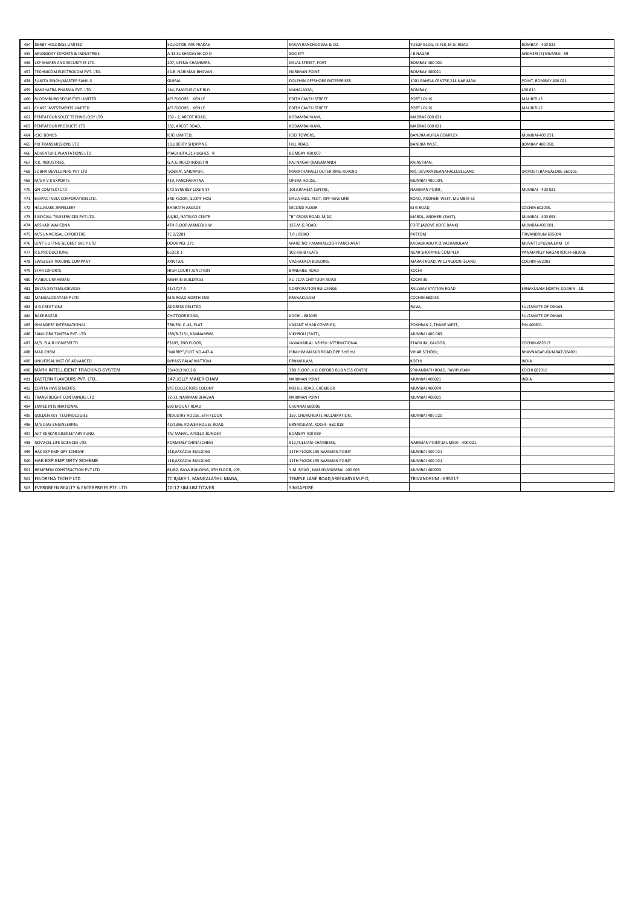| | | | | | |
|---|---|---|---|---|---|
| 454 | DERBY HOLDINGS LIMITED | SOLICITOR, MR.PRAKAS | MALVI RANCHODDAS & CO. | YUSUF BLDG, III FLR, M.G. ROAD | BOMBAY - 400 023 |
| 455 | ARUNODAY EXPORTS & INDUSTRIES | A-13 SUKHADAYAK CO O | SOCIETY | J B NAGAR | ANDHERI (E) MUMBAI -59 |
| 456 | LKP SHARES AND SECURITIES LTD. | 207, VEENA CHAMBERS, | DALAL STREET, FORT | BOMBAY 400 001 | |
| 457 | TECHNICOM ELECTROCOM PVT. LTD. | 44-B, NARIMAN BHAVAN | NARIMAN POINT | BOMBAY 400021 | |
| 458 | SUNITA SINGH/MASTER SAHIL S | GUJRAL | DOLPHIN OFFSHORE ENTERPRISES | 1001 RAHEJA CENTRE,214 NARIMAN | POINT, BOMBAY 400 021 |
| 459 | NAKSHATRA PHARMA PVT. LTD. | 144, FAMOUS CINE BLD | MAHALAXMI, | BOMBAY, | 400 011 |
| 460 | BLOOMBURG SECURITIES LIMITED | 4/5 FLOORS KEN LE | EDITH CAVELI STREET | PORT LOUIS | MAURITIUS |
| 461 | CHASE INVESTMENTS LIMITED | 4/5 FLOORS KEN LE | EDITH CAVELI STREET | PORT LOUIS | MAURITIUS |
| 462 | PENTAFOUR SOLEC TECHNOLOGY LTD | 332 - 2, ARCOT ROAD, | KODAMBAHKAM, | MADRAS 600 021 | |
| 463 | PENTAFOUR PRODUCTS LTD. | 332, ARCOT ROAD, | KODAMBAHKAM, | MADRAS 600 021 | |
| 464 | ICICI BONDS | ICICI LIMITED, | ICICI TOWERS, | BANDRA-KURLA COMPLEX | MUMBAI-400 051. |
| 465 | PIX TRANSMISSIONS LTD | 13,LIBERTY SHOPPING | HILL ROAD, | BANDRA WEST, | BOMBAY 400 050. |
| 466 | ADVENTURE PLANTATIONS LTD | PRABHUTA,21,HUGHES R | BOMBAY 400 007. | | |
| 467 | R.K. INDUSTRIES. | G.A.G RICCO INDUSTRI | RAJ NAGAR (RAJSAMAND) | RAJASTHAN. | |
| 468 | SOBHA DEVELOPERS PVT LTD | 'SOBHA', SARJAPUR, | MARATHAHALLI OUTER RING ROAD(O | RR); DEVARABISANAHALLI,BELLAND | UR(POST),BANGALORE-560103. |
| 469 | M/S K V K EXPORTS | 419, PANCHARATNA | OPERA HOUSE, | MUMBAI 400 004. | |
| 470 | GN-COMTEXT LTD | C/O SYNERGY LOGIN SY | 1013,RAHEJA CENTRE, | NARIMAN POINT, | MUMBAI - 400 021 |
| 471 | BIOPAC INDIA CORPORATION LTD. | 3RD FLOOR, GLORY HOU | DALIA INDL. PLOT, OFF NEW LINK | ROAD, ANDHERI WEST, MUMBAI 53 | |
| 472 | HALLMARK JEWELLERY | BHARATH ARCADE | SECOND FLOOR | M G ROAD, | COCHIN 602035. |
| 473 | EASYCALL TELESERVICES PVT.LTD. | A4/B2, NATELCO CENTR | "B" CROSS ROAD, MIDC, | MAROL, ANDHERI (EAST), | MUMBAI - 400 093. |
| 474 | ARSHAD WAHEDNA | 4TH FLOOR,MANECKJI W | 127,M.G.ROAD, | FORT,(ABOVE HDFC BANK) | MUMBAI-400 001. |
| 475 | M/S UNIVERSAL EXPORTERS | TC 2/2281 | T.P.J.ROAD | PATTOM | TRIVANDRUM 695004 |
| 476 | LENT'S LIFTNG &CONST SVC P LTD | DOOR NO. 271 | WARD NO 7,MANJALLOOR PANCHAYAT | KADALIKADU P.O.VAZHAKULAM | MUVATTUPUZHA,EKM DT |
| 477 | R.S.PRODUCTIONS | BLOCK 1 | 102 KSHB FLATS | NEAR SHOPPING COMPLEX | PANAMPILLY NAGAR KOCHI-682036 |
| 478 | SWISSGER TRADING COMPANY | XXIV/501 | VAZHAKALA BUILDING | MARAR ROAD, WILLINGDON ISLAND | COCHIN-682003 |
| 479 | STAR EXPORTS | HIGH COURT JUNCTION | BANERJEE ROAD | KOCHI | |
| 480 | V.ABDUL RAHIMAN | MEHAIN BUILDINGS | XLI 717A CHITTOOR ROAD | KOCHI 35 | |
| 481 | DELTA SYSTEMS/DEVICES | 41/1717-A | CORPORATION BUILDINGS | RAILWAY STATION ROAD | ERNAKULAM NORTH, COCHIN - 18. |
| 482 | MANGALODAYAM P LTD | M G ROAD NORTH END | ERANAKULAM | COCHIN 682035 | |
| 483 | G G CREATIONS | ADDRESS DELETED | | RUWI, | SULTANATE OF OMAN. |
| 484 | BAKE BAZAR | CHITTOOR ROAD, | KOCHI - 682035 | | SULTANATE OF OMAN |
| 485 | DHANDEEP INTERNATIONAL | TRIVENI C -41, FLAT | VASANT VIHAR COMPLEX, | POKHRAN 2, THANE WEST, | PIN 400601. |
| 486 | SAMUDRA TANTRA PVT. LTD | 189/B-7151, KANNAMWA | VIKHROLI (EAST), | MUMBAI 400 083. | |
| 487 | M/S. FLAIR HOMESPLTD | F3103, 2ND FLOOR, | JAWAHARLAL NEHRU INTERNATIONAL | STADIUM, KALOOR, | COCHIN-682017. |
| 488 | MAX CHEM | "MARRY",PLOT NO-447-A | IBRAHIM MASJID ROAD;OPP SHISHU | VIHAR SCHOOL; | BHAVNAGAR-GUJARAT-364001. |
| 489 | UNIVERSAL INST.OF ADVANCED | BYPASS PALARIVATTOM | ERNAKULAM, | KOCHI | INDIA |
| 490 | MARK INTELLIGENT TRACKING SYSTEM | 39/4013 NO.3 B | 3RD FLOOR ,K G OXFORD BUSINESS CENTRE | SRIKANDATH ROAD, RAVIPURAM | KOCHI 682016 |
| 491 | EASTERN FLAVOURS PVT. LTD., | 147-JOLLY MAKER CHAM | NARIMAN POINT | MUMBAI 400021 | INDIA |
| 492 | COPITA INVESTMENTS | 9/B COLLECTORS COLONY | MEHUL ROAD, CHEMBUR | MUMBAI 400074 | |
| 493 | TRANSFREIGHT CONTAINERS LTD | 72-73, NARIMAN BHAVAN | NARIMAN POINT | MUMBAI 400021 | |
| 494 | EMPEE INTERNATIONAL | 693 MOUNT ROAD | CHENNAI 600006 | | |
| 495 | GOLDEN KEY TECHNOLOGIES | INDUSTRY HOUSE, 6TH FLOOR | 159, CHURCHGATE RECLAMATION, | MUMBAI 400 020 | |
| 496 | M/S DIAS ENGINEERING | 42/1396, POWER HOUSE ROAD, | ERNAKULAM, KOCHI - 682 018 | | |
| 497 | AJIT KERKAR DISCREETARY FUND, | TAJ MAHAL, APOLLO BUNDER | BOMBAY 400 039 | | |
| 498 | NOVACEL LIFE SCIENCES LTD. | FORMERLY CHINAI CHEM | 512,TULSIANI CHAMBERS, | NARIMAN POINT,MUMBAI - 400 021. | |
| 499 | HAK EXP EMP GRY SCHEME | 118,ARCADIA BUILDING | 11TH FLOOR,195 NARIMAN POINT | MUMBAI 400 021 | |
| 500 | HAK EXP EMP GRTY SCHEME | 118,ARCADIA BUILDING | 11TH FLOOR,195 NARIMAN POINT | MUMBAI 400 021 | |
| 501 | HEMPREM CONSTRUCTION PVT LTD | 61/62, GAYA BUILDING, 4TH FLOOR, 109, | Y.M. ROAD , MASJID,MUMBAI 400 003 | MUMBAI 400003 | |
| 502 | FELORENA TECH P LTD | TC 8/469 1, MANGALATHU MANA, | TEMPLE LANE ROAD,SREEKARYAM.P.O, | TRIVANDRUM - 695017 | |
| 503 | EVERGREEN REALTY & ENTERPRISES PTE. LTD. | 10-12 SIM-LIM TOWER | SINGAPORE | | |